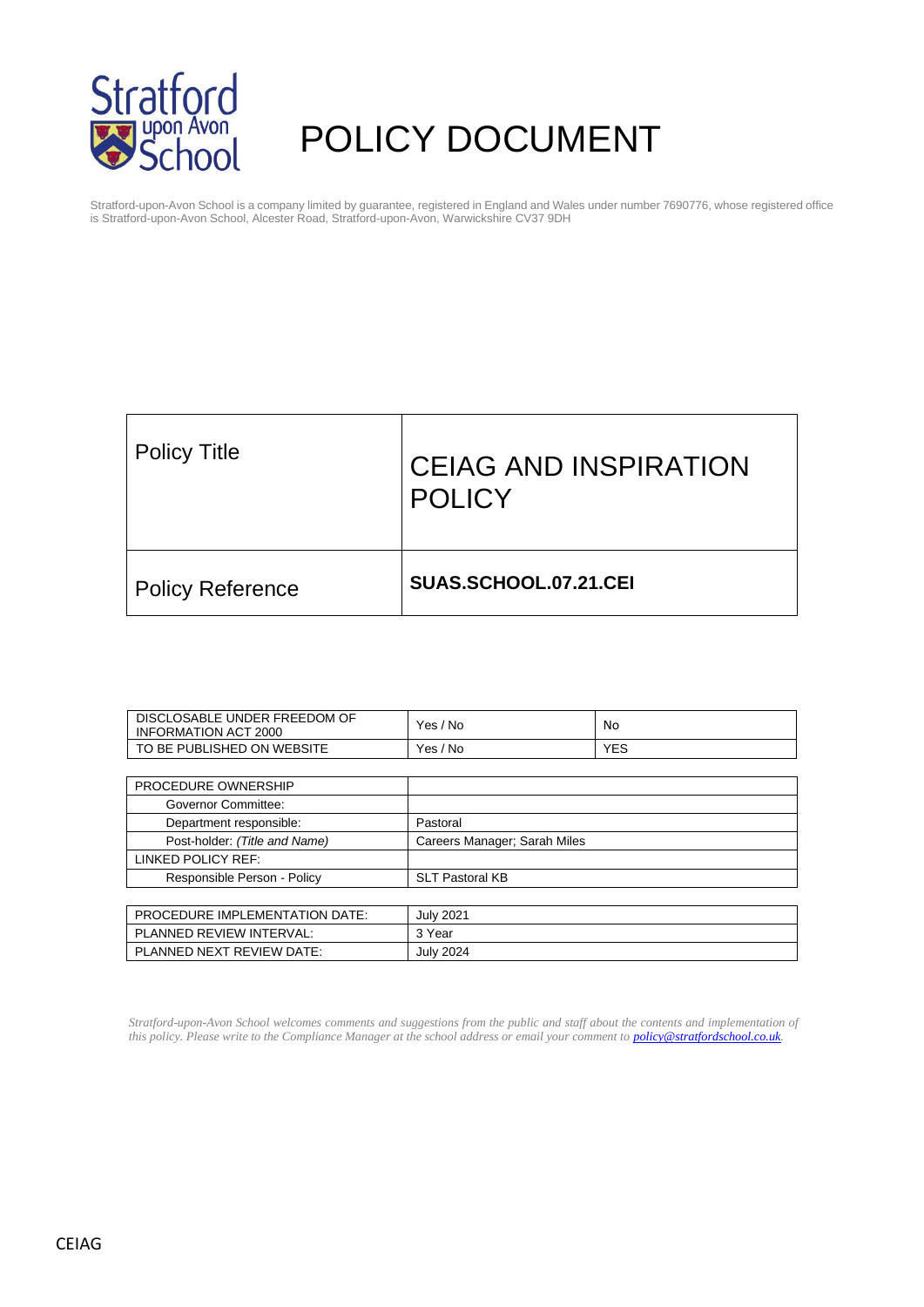# POLICY DOCUMENT

Stratford-upon-Avon School is a company limited by guarantee, registered in England and Wales under number 7690776, whose registered office is Stratford-upon-Avon School, Alcester Road, Stratford-upon-Avon, Warwickshire CV37 9DH

| Policy Title | CEIAG AND INSPIRATION POLICY |
|---|---|
| Policy Reference | **SUAS.SCHOOL.07.21.CEI** |

| DISCLOSABLE UNDER FREEDOM OF INFORMATION ACT 2000 | Yes / No | No |
|---|---|---|
| TO BE PUBLISHED ON WEBSITE | Yes / No | YES |

| PROCEDURE OWNERSHIP | |
|---|---|
| Governor Committee: | |
| Department responsible: | Pastoral |
| Post-holder: *(Title and Name)* | Careers Manager; Sarah Miles |
| LINKED POLICY REF: | |
| Responsible Person - Policy | SLT Pastoral KB |

| PROCEDURE IMPLEMENTATION DATE: | July 2021 |
|---|---|
| PLANNED REVIEW INTERVAL: | 3 Year |
| PLANNED NEXT REVIEW DATE: | July 2024 |

*Stratford-upon-Avon School welcomes comments and suggestions from the public and staff about the contents and implementation of this policy. Please write to the Compliance Manager at the school address or email your comment to policy@stratfordschool.co.uk.*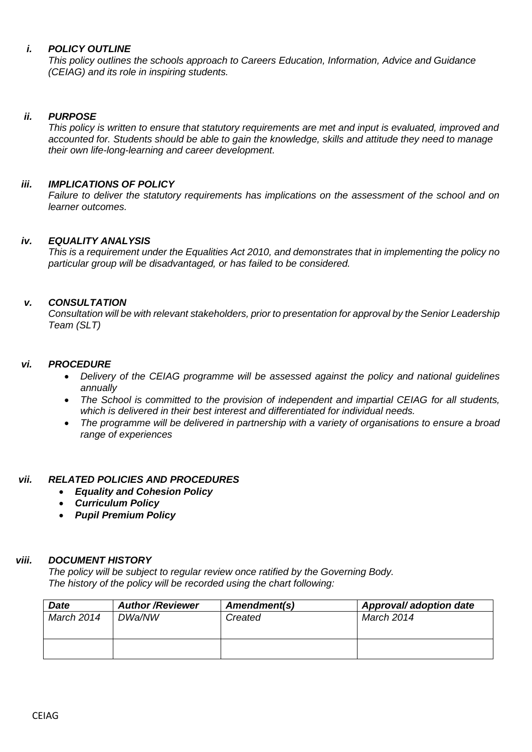### *i. POLICY OUTLINE*

*This policy outlines the schools approach to Careers Education, Information, Advice and Guidance (CEIAG) and its role in inspiring students.*

### *ii. PURPOSE*

*This policy is written to ensure that statutory requirements are met and input is evaluated, improved and accounted for. Students should be able to gain the knowledge, skills and attitude they need to manage their own life-long-learning and career development.*

### *iii. IMPLICATIONS OF POLICY*

*Failure to deliver the statutory requirements has implications on the assessment of the school and on learner outcomes.*

### *iv. EQUALITY ANALYSIS*

*This is a requirement under the Equalities Act 2010, and demonstrates that in implementing the policy no particular group will be disadvantaged, or has failed to be considered.*

### *v. CONSULTATION*

*Consultation will be with relevant stakeholders, prior to presentation for approval by the Senior Leadership Team (SLT)*

### *vi. PROCEDURE*

- *Delivery of the CEIAG programme will be assessed against the policy and national guidelines annually*
- *The School is committed to the provision of independent and impartial CEIAG for all students, which is delivered in their best interest and differentiated for individual needs.*
- *The programme will be delivered in partnership with a variety of organisations to ensure a broad range of experiences*

### *vii. RELATED POLICIES AND PROCEDURES*

- ***Equality and Cohesion Policy***
- ***Curriculum Policy***
- ***Pupil Premium Policy***

### *viii. DOCUMENT HISTORY*

*The policy will be subject to regular review once ratified by the Governing Body.*
*The history of the policy will be recorded using the chart following:*

| ***Date*** | ***Author /Reviewer*** | ***Amendment(s)*** | ***Approval/ adoption date*** |
|---|---|---|---|
| *March 2014* | *DWa/NW* | *Created* | *March 2014* |
| | | | |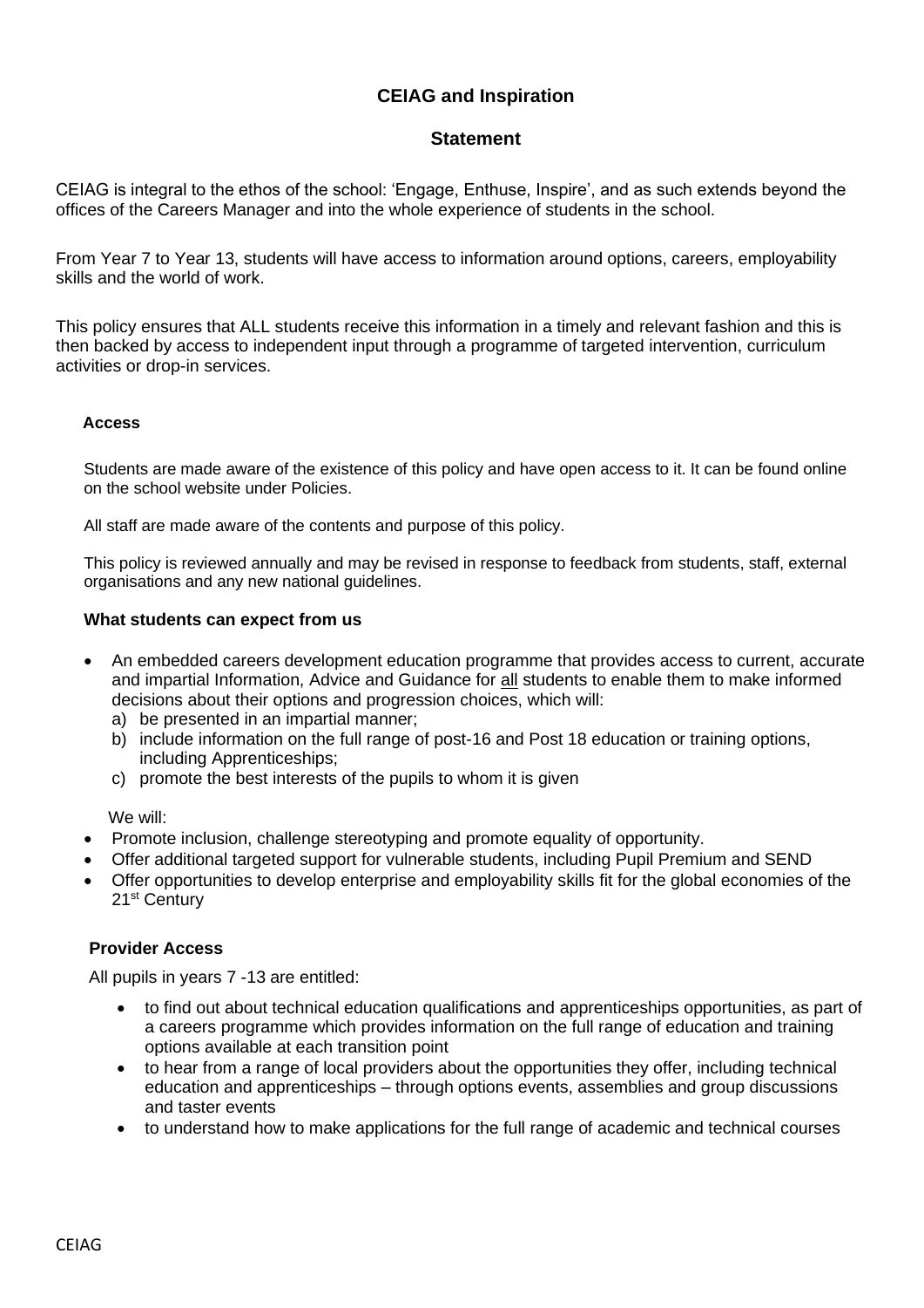## CEIAG and Inspiration

### Statement

CEIAG is integral to the ethos of the school: 'Engage, Enthuse, Inspire', and as such extends beyond the offices of the Careers Manager and into the whole experience of students in the school.

From Year 7 to Year 13, students will have access to information around options, careers, employability skills and the world of work.

This policy ensures that ALL students receive this information in a timely and relevant fashion and this is then backed by access to independent input through a programme of targeted intervention, curriculum activities or drop-in services.

#### Access

Students are made aware of the existence of this policy and have open access to it. It can be found online on the school website under Policies.

All staff are made aware of the contents and purpose of this policy.

This policy is reviewed annually and may be revised in response to feedback from students, staff, external organisations and any new national guidelines.

#### What students can expect from us

- An embedded careers development education programme that provides access to current, accurate and impartial Information, Advice and Guidance for all students to enable them to make informed decisions about their options and progression choices, which will:
  a) be presented in an impartial manner;
  b) include information on the full range of post-16 and Post 18 education or training options, including Apprenticeships;
  c) promote the best interests of the pupils to whom it is given

We will:

- Promote inclusion, challenge stereotyping and promote equality of opportunity.
- Offer additional targeted support for vulnerable students, including Pupil Premium and SEND
- Offer opportunities to develop enterprise and employability skills fit for the global economies of the 21st Century

#### Provider Access

All pupils in years 7 -13 are entitled:

- to find out about technical education qualifications and apprenticeships opportunities, as part of a careers programme which provides information on the full range of education and training options available at each transition point
- to hear from a range of local providers about the opportunities they offer, including technical education and apprenticeships – through options events, assemblies and group discussions and taster events
- to understand how to make applications for the full range of academic and technical courses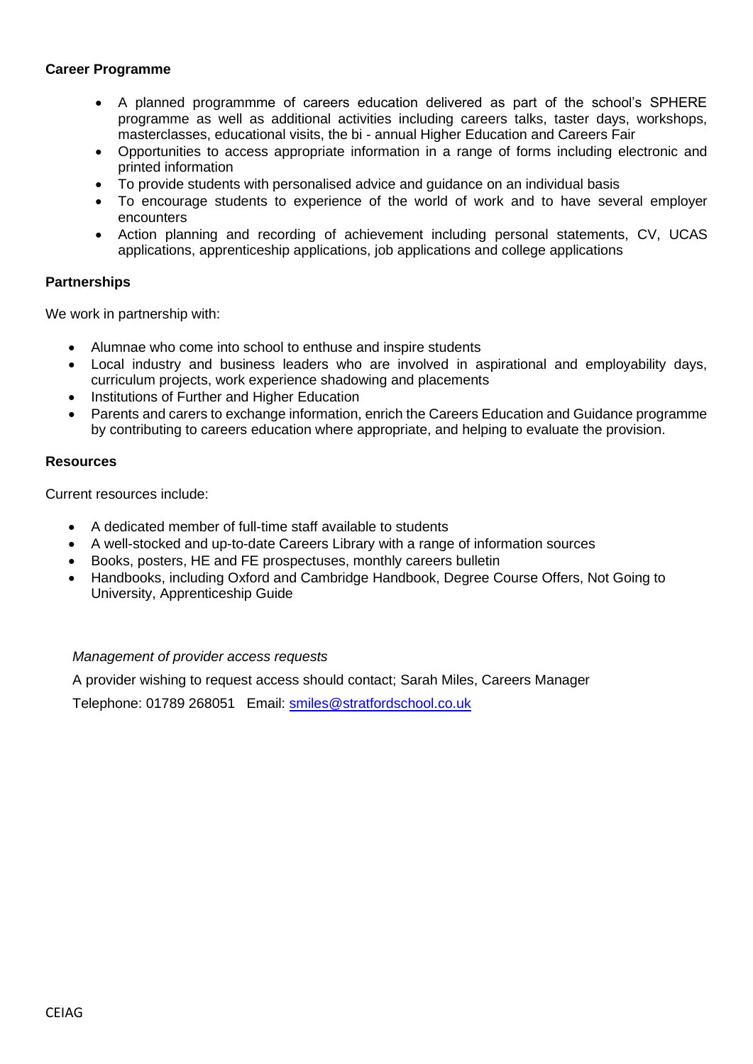**Career Programme**

- A planned programmme of careers education delivered as part of the school's SPHERE programme as well as additional activities including careers talks, taster days, workshops, masterclasses, educational visits, the bi - annual Higher Education and Careers Fair
- Opportunities to access appropriate information in a range of forms including electronic and printed information
- To provide students with personalised advice and guidance on an individual basis
- To encourage students to experience of the world of work and to have several employer encounters
- Action planning and recording of achievement including personal statements, CV, UCAS applications, apprenticeship applications, job applications and college applications

**Partnerships**

We work in partnership with:

- Alumnae who come into school to enthuse and inspire students
- Local industry and business leaders who are involved in aspirational and employability days, curriculum projects, work experience shadowing and placements
- Institutions of Further and Higher Education
- Parents and carers to exchange information, enrich the Careers Education and Guidance programme by contributing to careers education where appropriate, and helping to evaluate the provision.

**Resources**

Current resources include:

- A dedicated member of full-time staff available to students
- A well-stocked and up-to-date Careers Library with a range of information sources
- Books, posters, HE and FE prospectuses, monthly careers bulletin
- Handbooks, including Oxford and Cambridge Handbook, Degree Course Offers, Not Going to University, Apprenticeship Guide

*Management of provider access requests*

A provider wishing to request access should contact; Sarah Miles, Careers Manager

Telephone: 01789 268051 Email: smiles@stratfordschool.co.uk